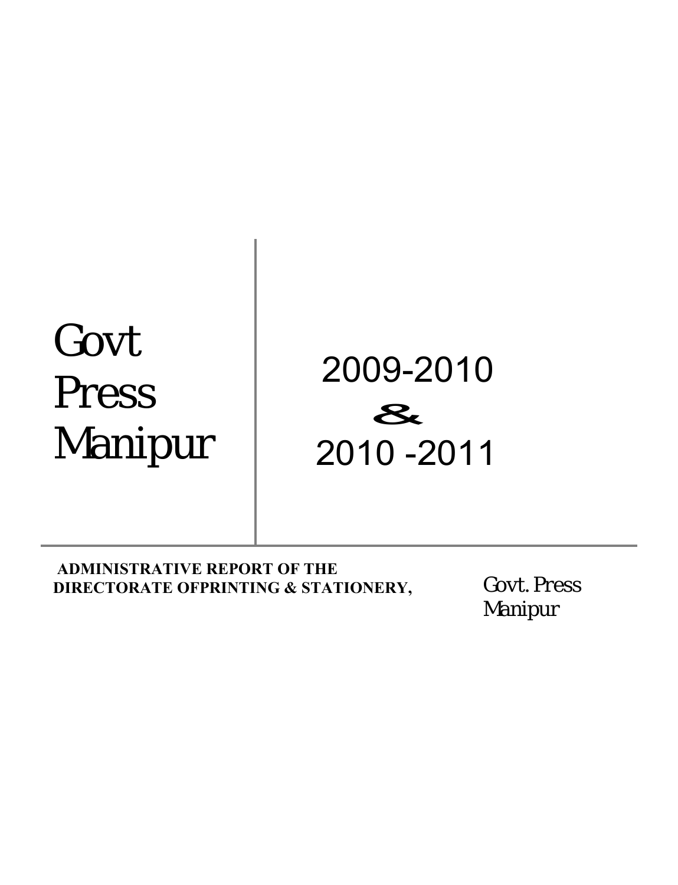# Govt Press Manipur

## 2009-2010 & 2010 -2011

**ADMINISTRATIVE REPORT OF THE DIRECTORATE OFPRINTING & STATIONERY,**

Govt. Press Manipur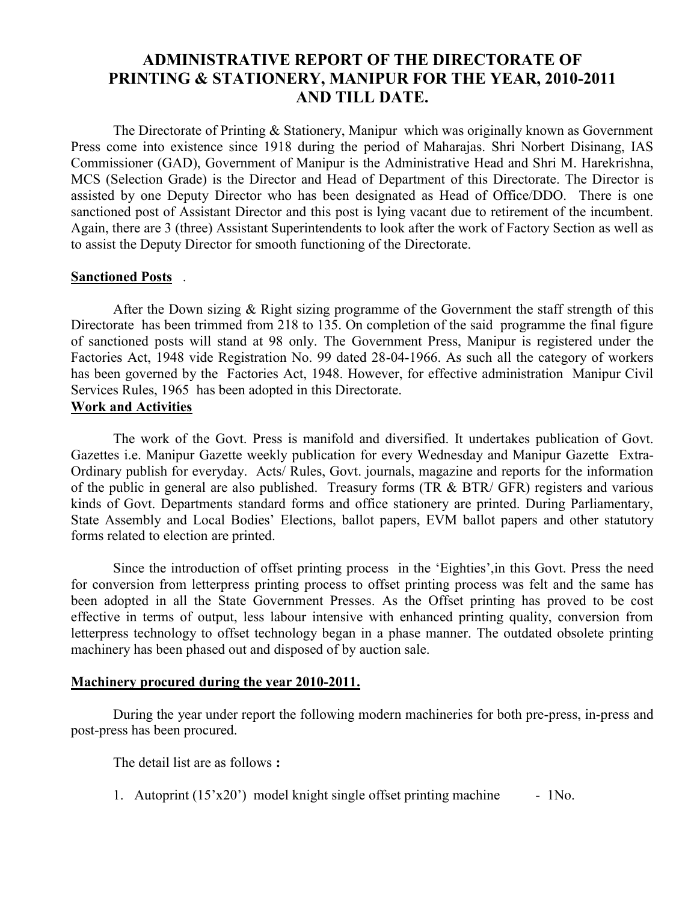# ADMINISTRATIVE REPORT OF THE DIRECTORATE OF PRINTING & STATIONERY, MANIPUR FOR THE YEAR, 2010-2011 AND TILL DATE.

The Directorate of Printing & Stationery, Manipur which was originally known as Government Press come into existence since 1918 during the period of Maharajas. Shri Norbert Disinang, IAS Commissioner (GAD), Government of Manipur is the Administrative Head and Shri M. Harekrishna, MCS (Selection Grade) is the Director and Head of Department of this Directorate. The Director is assisted by one Deputy Director who has been designated as Head of Office/DDO. There is one sanctioned post of Assistant Director and this post is lying vacant due to retirement of the incumbent. Again, there are 3 (three) Assistant Superintendents to look after the work of Factory Section as well as to assist the Deputy Director for smooth functioning of the Directorate.

**Sanctioned Posts** .

After the Down sizing & Right sizing programme of the Government the staff strength of this Directorate has been trimmed from 218 to 135. On completion of the said programme the final figure of sanctioned posts will stand at 98 only. The Government Press, Manipur is registered under the Factories Act, 1948 vide Registration No. 99 dated 28-04-1966. As such all the category of workers has been governed by the Factories Act, 1948. However, for effective administration Manipur Civil Services Rules, 1965 has been adopted in this Directorate.

**Work and Activities**

The work of the Govt. Press is manifold and diversified. It undertakes publication of Govt. Gazettes i.e. Manipur Gazette weekly publication for every Wednesday and Manipur Gazette Extra-Ordinary publish for everyday. Acts/ Rules, Govt. journals, magazine and reports for the information of the public in general are also published. Treasury forms (TR & BTR/ GFR) registers and various kinds of Govt. Departments standard forms and office stationery are printed. During Parliamentary, State Assembly and Local Bodies' Elections, ballot papers, EVM ballot papers and other statutory forms related to election are printed.

Since the introduction of offset printing process in the 'Eighties',in this Govt. Press the need for conversion from letterpress printing process to offset printing process was felt and the same has been adopted in all the State Government Presses. As the Offset printing has proved to be cost effective in terms of output, less labour intensive with enhanced printing quality, conversion from letterpress technology to offset technology began in a phase manner. The outdated obsolete printing machinery has been phased out and disposed of by auction sale.

**Machinery procured during the year 2010-2011.**

During the year under report the following modern machineries for both pre-press, in-press and post-press has been procured.

The detail list are as follows **:**

1. Autoprint (15'x20') model knight single offset printing machine - 1No.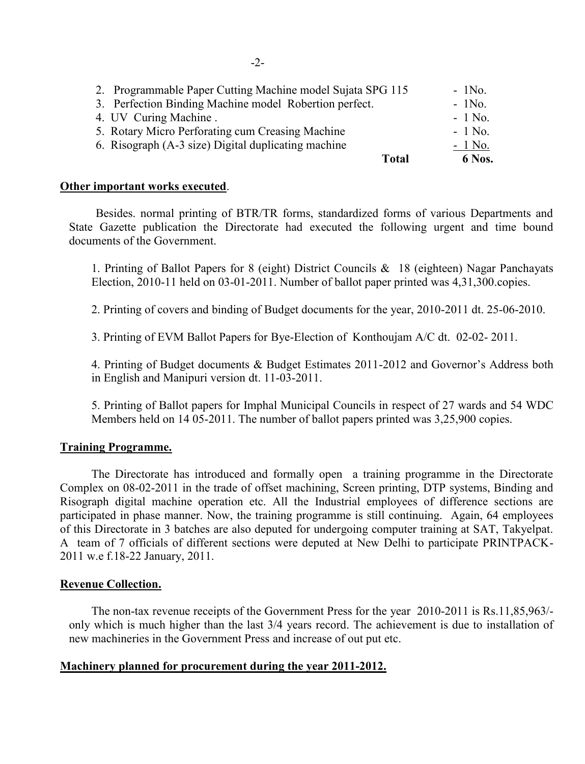2. Programmable Paper Cutting Machine model Sujata SPG 115 - 1No.
3. Perfection Binding Machine model Robertion perfect. - 1No.
4. UV Curing Machine . - 1 No.
5. Rotary Micro Perforating cum Creasing Machine - 1 No.
6. Risograph (A-3 size) Digital duplicating machine - 1 No.

**Total 6 Nos.**

**Other important works executed**.

Besides. normal printing of BTR/TR forms, standardized forms of various Departments and State Gazette publication the Directorate had executed the following urgent and time bound documents of the Government.

1. Printing of Ballot Papers for 8 (eight) District Councils & 18 (eighteen) Nagar Panchayats Election, 2010-11 held on 03-01-2011. Number of ballot paper printed was 4,31,300.copies.

2. Printing of covers and binding of Budget documents for the year, 2010-2011 dt. 25-06-2010.

3. Printing of EVM Ballot Papers for Bye-Election of Konthoujam A/C dt. 02-02- 2011.

4. Printing of Budget documents & Budget Estimates 2011-2012 and Governor's Address both in English and Manipuri version dt. 11-03-2011.

5. Printing of Ballot papers for Imphal Municipal Councils in respect of 27 wards and 54 WDC Members held on 14 05-2011. The number of ballot papers printed was 3,25,900 copies.

**Training Programme.**

The Directorate has introduced and formally open a training programme in the Directorate Complex on 08-02-2011 in the trade of offset machining, Screen printing, DTP systems, Binding and Risograph digital machine operation etc. All the Industrial employees of difference sections are participated in phase manner. Now, the training programme is still continuing. Again, 64 employees of this Directorate in 3 batches are also deputed for undergoing computer training at SAT, Takyelpat. A team of 7 officials of different sections were deputed at New Delhi to participate PRINTPACK-2011 w.e f.18-22 January, 2011.

**Revenue Collection.**

The non-tax revenue receipts of the Government Press for the year 2010-2011 is Rs.11,85,963/- only which is much higher than the last 3/4 years record. The achievement is due to installation of new machineries in the Government Press and increase of out put etc.

**Machinery planned for procurement during the year 2011-2012.**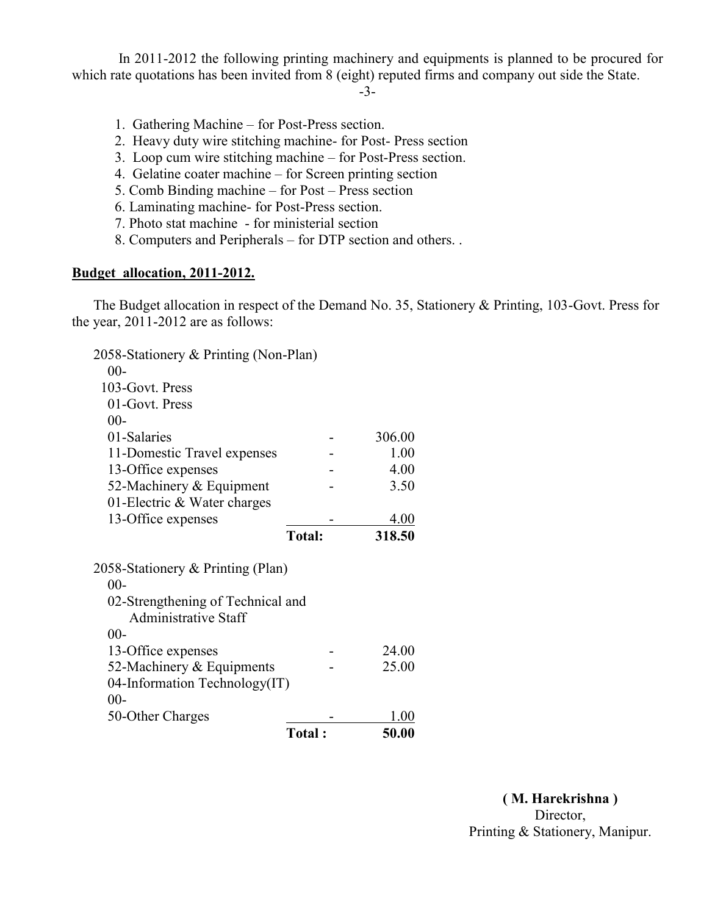In 2011-2012 the following printing machinery and equipments is planned to be procured for which rate quotations has been invited from 8 (eight) reputed firms and company out side the State.

1. Gathering Machine – for Post-Press section.
2. Heavy duty wire stitching machine- for Post- Press section
3. Loop cum wire stitching machine – for Post-Press section.
4. Gelatine coater machine – for Screen printing section
5. Comb Binding machine – for Post – Press section
6. Laminating machine- for Post-Press section.
7. Photo stat machine - for ministerial section
8. Computers and Peripherals – for DTP section and others. .

**Budget allocation, 2011-2012.**

The Budget allocation in respect of the Demand No. 35, Stationery & Printing, 103-Govt. Press for the year, 2011-2012 are as follows:

| | | |
|---|---|---|
| 2058-Stationery & Printing (Non-Plan) | | |
| 00- | | |
| 103-Govt. Press | | |
| 01-Govt. Press | | |
| 00- | | |
| 01-Salaries | - | 306.00 |
| 11-Domestic Travel expenses | - | 1.00 |
| 13-Office expenses | - | 4.00 |
| 52-Machinery & Equipment | - | 3.50 |
| 01-Electric & Water charges | | |
| 13-Office expenses | - | 4.00 |
| | **Total:** | **318.50** |

| | | |
|---|---|---|
| 2058-Stationery & Printing (Plan) | | |
| 00- | | |
| 02-Strengthening of Technical and Administrative Staff | | |
| 00- | | |
| 13-Office expenses | - | 24.00 |
| 52-Machinery & Equipments | - | 25.00 |
| 04-Information Technology(IT) | | |
| 00- | | |
| 50-Other Charges | - | 1.00 |
| | **Total :** | **50.00** |

**( M. Harekrishna )**
Director,
Printing & Stationery, Manipur.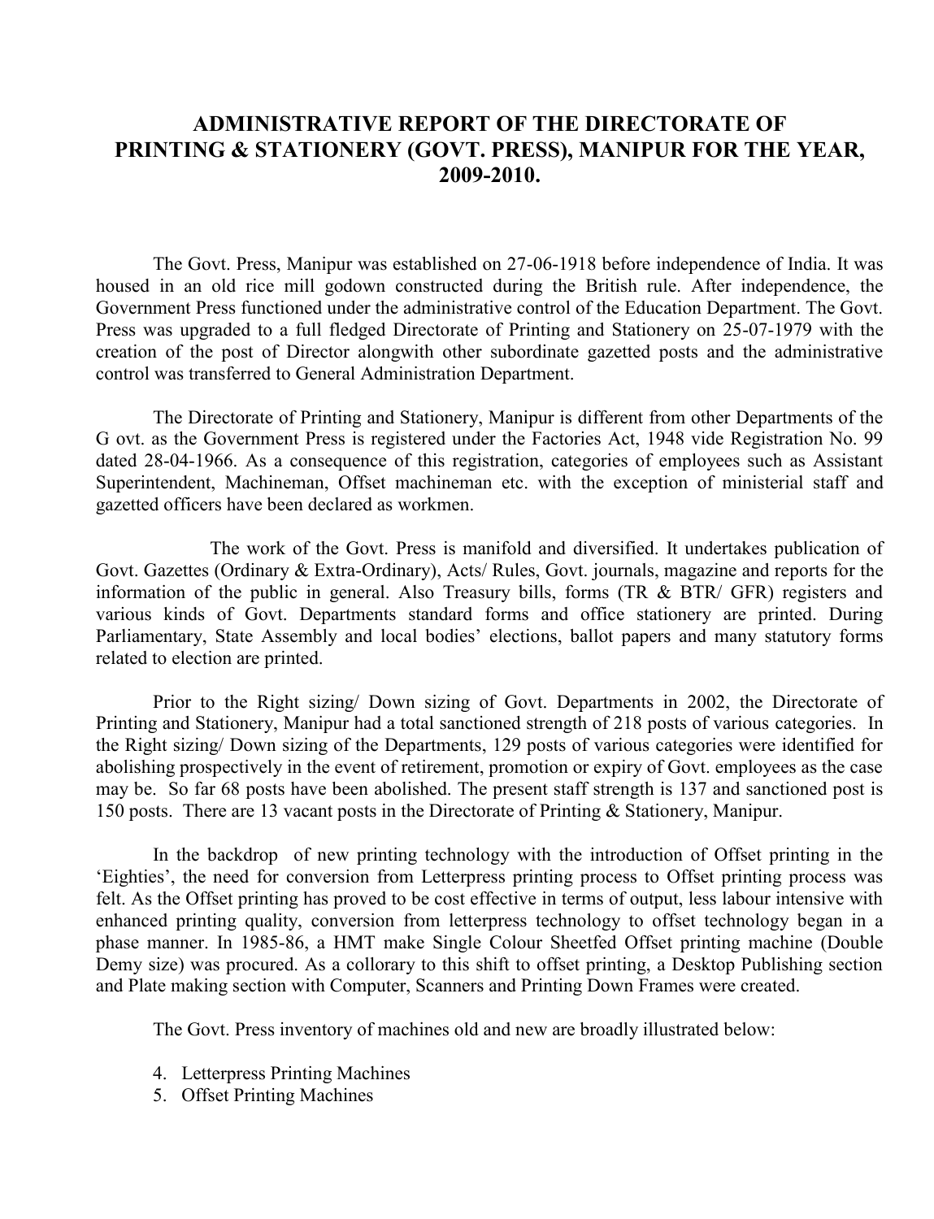# ADMINISTRATIVE REPORT OF THE DIRECTORATE OF PRINTING & STATIONERY (GOVT. PRESS), MANIPUR FOR THE YEAR, 2009-2010.

The Govt. Press, Manipur was established on 27-06-1918 before independence of India. It was housed in an old rice mill godown constructed during the British rule. After independence, the Government Press functioned under the administrative control of the Education Department. The Govt. Press was upgraded to a full fledged Directorate of Printing and Stationery on 25-07-1979 with the creation of the post of Director alongwith other subordinate gazetted posts and the administrative control was transferred to General Administration Department.

The Directorate of Printing and Stationery, Manipur is different from other Departments of the G ovt. as the Government Press is registered under the Factories Act, 1948 vide Registration No. 99 dated 28-04-1966. As a consequence of this registration, categories of employees such as Assistant Superintendent, Machineman, Offset machineman etc. with the exception of ministerial staff and gazetted officers have been declared as workmen.

The work of the Govt. Press is manifold and diversified. It undertakes publication of Govt. Gazettes (Ordinary & Extra-Ordinary), Acts/ Rules, Govt. journals, magazine and reports for the information of the public in general. Also Treasury bills, forms (TR & BTR/ GFR) registers and various kinds of Govt. Departments standard forms and office stationery are printed. During Parliamentary, State Assembly and local bodies' elections, ballot papers and many statutory forms related to election are printed.

Prior to the Right sizing/ Down sizing of Govt. Departments in 2002, the Directorate of Printing and Stationery, Manipur had a total sanctioned strength of 218 posts of various categories. In the Right sizing/ Down sizing of the Departments, 129 posts of various categories were identified for abolishing prospectively in the event of retirement, promotion or expiry of Govt. employees as the case may be. So far 68 posts have been abolished. The present staff strength is 137 and sanctioned post is 150 posts. There are 13 vacant posts in the Directorate of Printing & Stationery, Manipur.

In the backdrop of new printing technology with the introduction of Offset printing in the 'Eighties', the need for conversion from Letterpress printing process to Offset printing process was felt. As the Offset printing has proved to be cost effective in terms of output, less labour intensive with enhanced printing quality, conversion from letterpress technology to offset technology began in a phase manner. In 1985-86, a HMT make Single Colour Sheetfed Offset printing machine (Double Demy size) was procured. As a collorary to this shift to offset printing, a Desktop Publishing section and Plate making section with Computer, Scanners and Printing Down Frames were created.

The Govt. Press inventory of machines old and new are broadly illustrated below:

4. Letterpress Printing Machines
5. Offset Printing Machines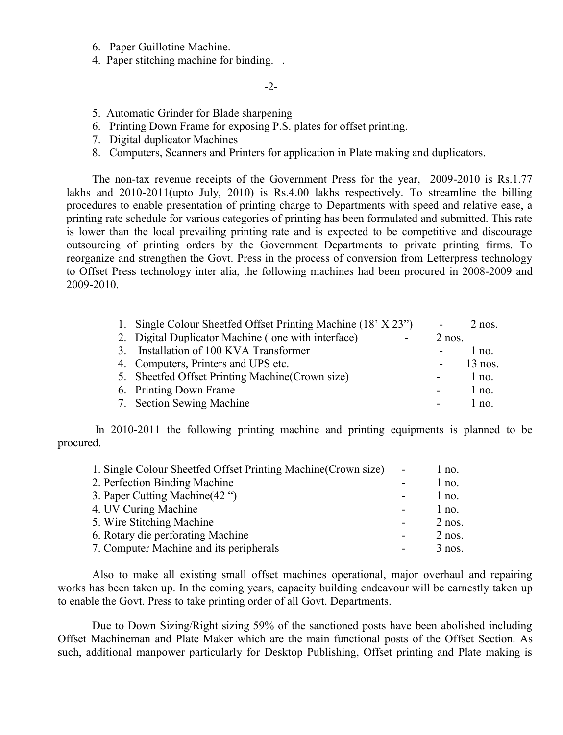6. Paper Guillotine Machine.
4. Paper stitching machine for binding. .

5. Automatic Grinder for Blade sharpening
6. Printing Down Frame for exposing P.S. plates for offset printing.
7. Digital duplicator Machines
8. Computers, Scanners and Printers for application in Plate making and duplicators.

The non-tax revenue receipts of the Government Press for the year, 2009-2010 is Rs.1.77 lakhs and 2010-2011(upto July, 2010) is Rs.4.00 lakhs respectively. To streamline the billing procedures to enable presentation of printing charge to Departments with speed and relative ease, a printing rate schedule for various categories of printing has been formulated and submitted. This rate is lower than the local prevailing printing rate and is expected to be competitive and discourage outsourcing of printing orders by the Government Departments to private printing firms. To reorganize and strengthen the Govt. Press in the process of conversion from Letterpress technology to Offset Press technology inter alia, the following machines had been procured in 2008-2009 and 2009-2010.

1. Single Colour Sheetfed Offset Printing Machine (18' X 23") - 2 nos.
2. Digital Duplicator Machine ( one with interface) - 2 nos.
3. Installation of 100 KVA Transformer - 1 no.
4. Computers, Printers and UPS etc. - 13 nos.
5. Sheetfed Offset Printing Machine(Crown size) - 1 no.
6. Printing Down Frame - 1 no.
7. Section Sewing Machine - 1 no.

In 2010-2011 the following printing machine and printing equipments is planned to be procured.

1. Single Colour Sheetfed Offset Printing Machine(Crown size) - 1 no.
2. Perfection Binding Machine - 1 no.
3. Paper Cutting Machine(42 ") - 1 no.
4. UV Curing Machine - 1 no.
5. Wire Stitching Machine - 2 nos.
6. Rotary die perforating Machine - 2 nos.
7. Computer Machine and its peripherals - 3 nos.

Also to make all existing small offset machines operational, major overhaul and repairing works has been taken up. In the coming years, capacity building endeavour will be earnestly taken up to enable the Govt. Press to take printing order of all Govt. Departments.

Due to Down Sizing/Right sizing 59% of the sanctioned posts have been abolished including Offset Machineman and Plate Maker which are the main functional posts of the Offset Section. As such, additional manpower particularly for Desktop Publishing, Offset printing and Plate making is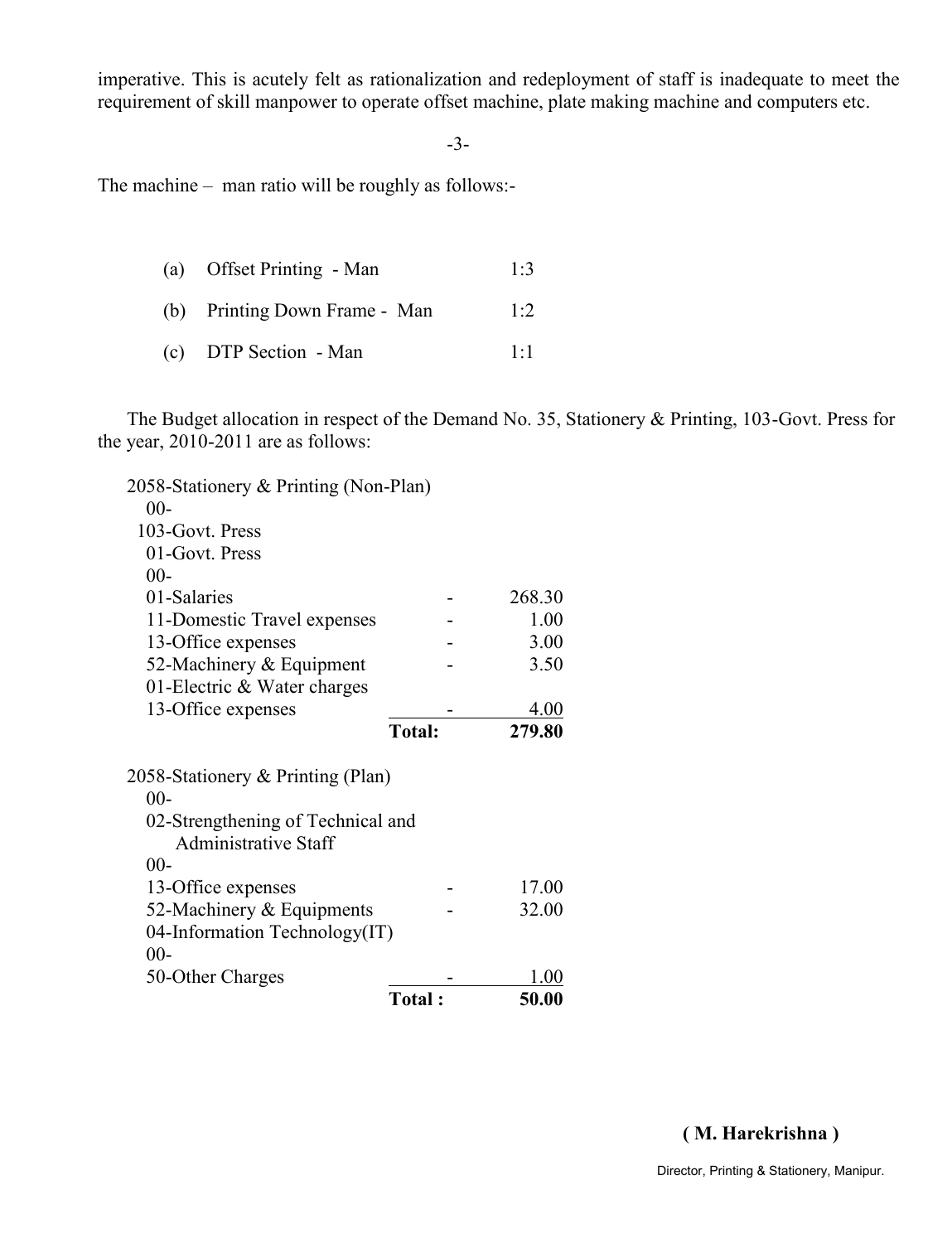imperative. This is acutely felt as rationalization and redeployment of staff is inadequate to meet the requirement of skill manpower to operate offset machine, plate making machine and computers etc.

-3-

The machine – man ratio will be roughly as follows:-

(a) Offset Printing - Man 1:3

(b) Printing Down Frame - Man 1:2

(c) DTP Section - Man 1:1

The Budget allocation in respect of the Demand No. 35, Stationery & Printing, 103-Govt. Press for the year, 2010-2011 are as follows:

| | | |
|---|---|---|
| 2058-Stationery & Printing (Non-Plan) | | |
| 00- | | |
| 103-Govt. Press | | |
| 01-Govt. Press | | |
| 00- | | |
| 01-Salaries | - | 268.30 |
| 11-Domestic Travel expenses | - | 1.00 |
| 13-Office expenses | - | 3.00 |
| 52-Machinery & Equipment | - | 3.50 |
| 01-Electric & Water charges | | |
| 13-Office expenses | - | 4.00 |
| | **Total:** | **279.80** |

| | | |
|---|---|---|
| 2058-Stationery & Printing (Plan) | | |
| 00- | | |
| 02-Strengthening of Technical and Administrative Staff | | |
| 00- | | |
| 13-Office expenses | - | 17.00 |
| 52-Machinery & Equipments | - | 32.00 |
| 04-Information Technology(IT) | | |
| 00- | | |
| 50-Other Charges | - | 1.00 |
| | **Total :** | **50.00** |

**( M. Harekrishna )**

Director, Printing & Stationery, Manipur.